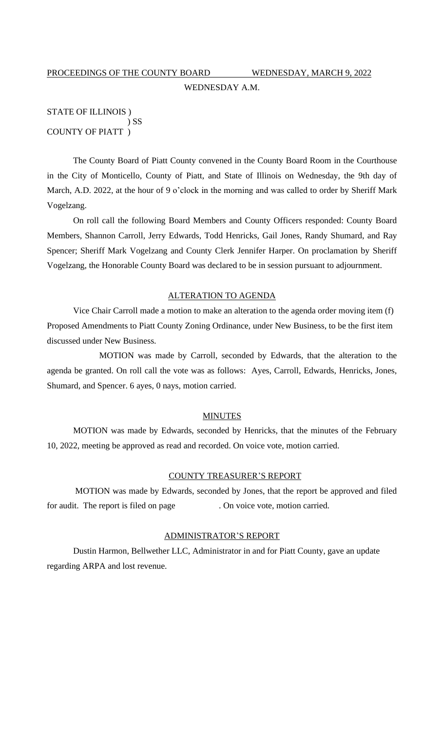PROCEEDINGS OF THE COUNTY BOARD WEDNESDAY, MARCH 9, 2022

WEDNESDAY A.M.

STATE OF ILLINOIS )
) SS
COUNTY OF PIATT )

The County Board of Piatt County convened in the County Board Room in the Courthouse in the City of Monticello, County of Piatt, and State of Illinois on Wednesday, the 9th day of March, A.D. 2022, at the hour of 9 o'clock in the morning and was called to order by Sheriff Mark Vogelzang.

On roll call the following Board Members and County Officers responded: County Board Members, Shannon Carroll, Jerry Edwards, Todd Henricks, Gail Jones, Randy Shumard, and Ray Spencer; Sheriff Mark Vogelzang and County Clerk Jennifer Harper. On proclamation by Sheriff Vogelzang, the Honorable County Board was declared to be in session pursuant to adjournment.

## ALTERATION TO AGENDA

Vice Chair Carroll made a motion to make an alteration to the agenda order moving item (f) Proposed Amendments to Piatt County Zoning Ordinance, under New Business, to be the first item discussed under New Business.

MOTION was made by Carroll, seconded by Edwards, that the alteration to the agenda be granted. On roll call the vote was as follows: Ayes, Carroll, Edwards, Henricks, Jones, Shumard, and Spencer. 6 ayes, 0 nays, motion carried.

## MINUTES

MOTION was made by Edwards, seconded by Henricks, that the minutes of the February 10, 2022, meeting be approved as read and recorded. On voice vote, motion carried.

## COUNTY TREASURER'S REPORT

MOTION was made by Edwards, seconded by Jones, that the report be approved and filed for audit. The report is filed on page . On voice vote, motion carried.

## ADMINISTRATOR'S REPORT

Dustin Harmon, Bellwether LLC, Administrator in and for Piatt County, gave an update regarding ARPA and lost revenue.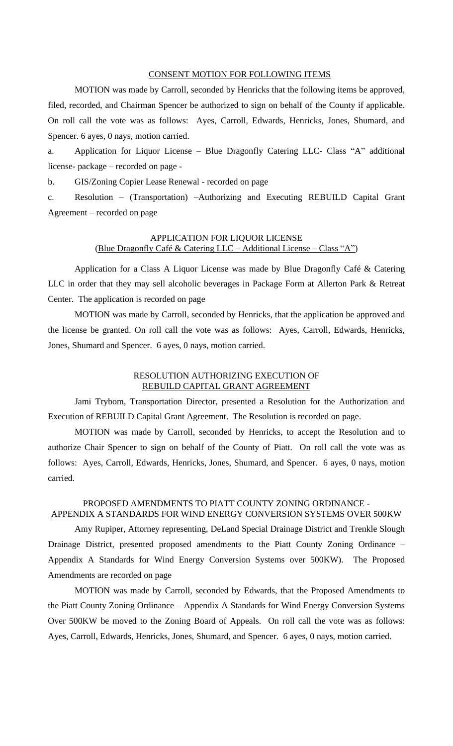## CONSENT MOTION FOR FOLLOWING ITEMS

MOTION was made by Carroll, seconded by Henricks that the following items be approved, filed, recorded, and Chairman Spencer be authorized to sign on behalf of the County if applicable. On roll call the vote was as follows: Ayes, Carroll, Edwards, Henricks, Jones, Shumard, and Spencer. 6 ayes, 0 nays, motion carried.

a. Application for Liquor License – Blue Dragonfly Catering LLC- Class "A" additional license- package – recorded on page -

b. GIS/Zoning Copier Lease Renewal - recorded on page

c. Resolution – (Transportation) –Authorizing and Executing REBUILD Capital Grant Agreement – recorded on page

## APPLICATION FOR LIQUOR LICENSE
(Blue Dragonfly Café & Catering LLC – Additional License – Class "A")

Application for a Class A Liquor License was made by Blue Dragonfly Café & Catering LLC in order that they may sell alcoholic beverages in Package Form at Allerton Park & Retreat Center. The application is recorded on page

MOTION was made by Carroll, seconded by Henricks, that the application be approved and the license be granted. On roll call the vote was as follows: Ayes, Carroll, Edwards, Henricks, Jones, Shumard and Spencer. 6 ayes, 0 nays, motion carried.

## RESOLUTION AUTHORIZING EXECUTION OF REBUILD CAPITAL GRANT AGREEMENT

Jami Trybom, Transportation Director, presented a Resolution for the Authorization and Execution of REBUILD Capital Grant Agreement. The Resolution is recorded on page.

MOTION was made by Carroll, seconded by Henricks, to accept the Resolution and to authorize Chair Spencer to sign on behalf of the County of Piatt. On roll call the vote was as follows: Ayes, Carroll, Edwards, Henricks, Jones, Shumard, and Spencer. 6 ayes, 0 nays, motion carried.

## PROPOSED AMENDMENTS TO PIATT COUNTY ZONING ORDINANCE - APPENDIX A STANDARDS FOR WIND ENERGY CONVERSION SYSTEMS OVER 500KW

Amy Rupiper, Attorney representing, DeLand Special Drainage District and Trenkle Slough Drainage District, presented proposed amendments to the Piatt County Zoning Ordinance – Appendix A Standards for Wind Energy Conversion Systems over 500KW). The Proposed Amendments are recorded on page

MOTION was made by Carroll, seconded by Edwards, that the Proposed Amendments to the Piatt County Zoning Ordinance – Appendix A Standards for Wind Energy Conversion Systems Over 500KW be moved to the Zoning Board of Appeals. On roll call the vote was as follows: Ayes, Carroll, Edwards, Henricks, Jones, Shumard, and Spencer. 6 ayes, 0 nays, motion carried.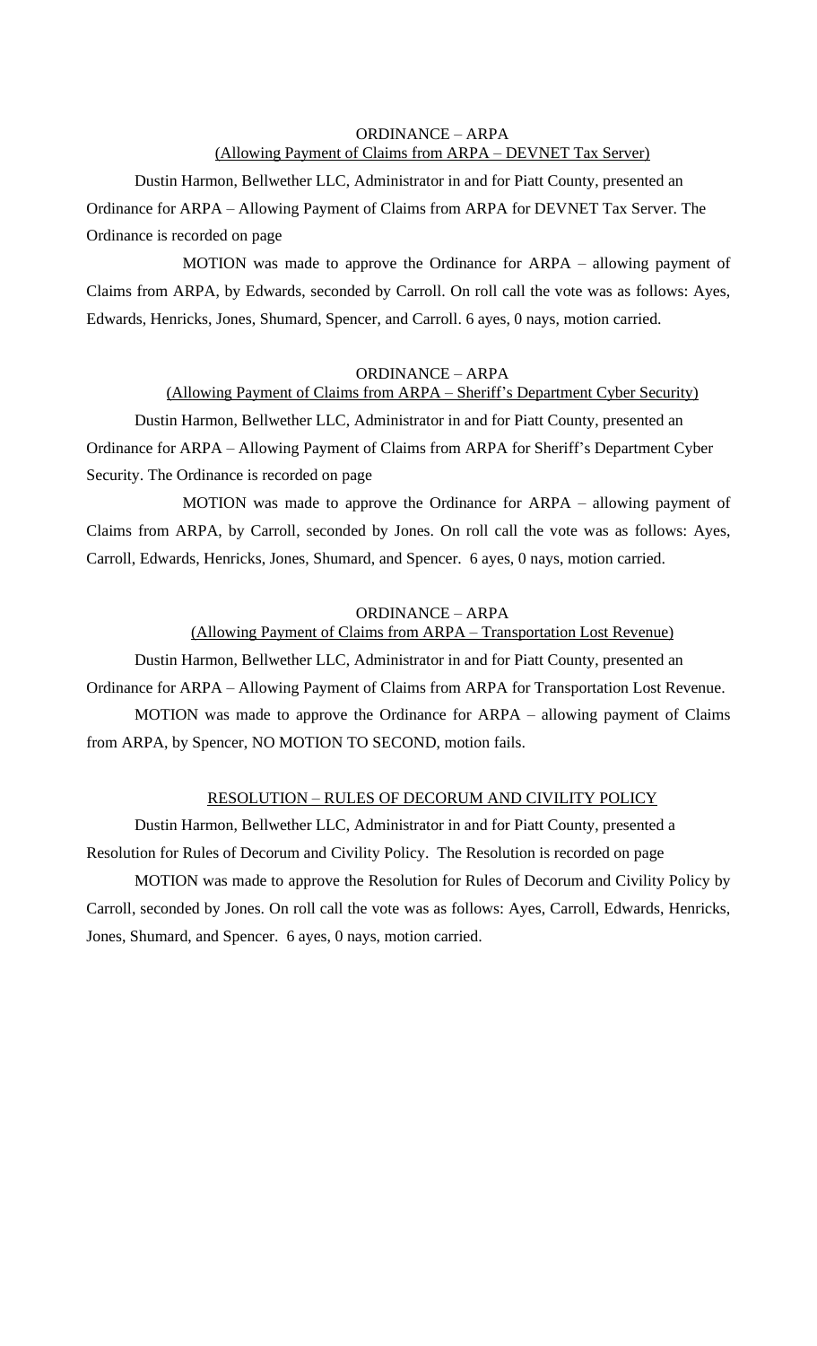ORDINANCE – ARPA

(Allowing Payment of Claims from ARPA – DEVNET Tax Server)

Dustin Harmon, Bellwether LLC, Administrator in and for Piatt County, presented an Ordinance for ARPA – Allowing Payment of Claims from ARPA for DEVNET Tax Server. The Ordinance is recorded on page

MOTION was made to approve the Ordinance for ARPA – allowing payment of Claims from ARPA, by Edwards, seconded by Carroll. On roll call the vote was as follows: Ayes, Edwards, Henricks, Jones, Shumard, Spencer, and Carroll. 6 ayes, 0 nays, motion carried.

ORDINANCE – ARPA

(Allowing Payment of Claims from ARPA – Sheriff's Department Cyber Security)

Dustin Harmon, Bellwether LLC, Administrator in and for Piatt County, presented an Ordinance for ARPA – Allowing Payment of Claims from ARPA for Sheriff's Department Cyber Security. The Ordinance is recorded on page

MOTION was made to approve the Ordinance for ARPA – allowing payment of Claims from ARPA, by Carroll, seconded by Jones. On roll call the vote was as follows: Ayes, Carroll, Edwards, Henricks, Jones, Shumard, and Spencer. 6 ayes, 0 nays, motion carried.

ORDINANCE – ARPA

(Allowing Payment of Claims from ARPA – Transportation Lost Revenue)

Dustin Harmon, Bellwether LLC, Administrator in and for Piatt County, presented an Ordinance for ARPA – Allowing Payment of Claims from ARPA for Transportation Lost Revenue.

MOTION was made to approve the Ordinance for ARPA – allowing payment of Claims from ARPA, by Spencer, NO MOTION TO SECOND, motion fails.

RESOLUTION – RULES OF DECORUM AND CIVILITY POLICY

Dustin Harmon, Bellwether LLC, Administrator in and for Piatt County, presented a Resolution for Rules of Decorum and Civility Policy. The Resolution is recorded on page

MOTION was made to approve the Resolution for Rules of Decorum and Civility Policy by Carroll, seconded by Jones. On roll call the vote was as follows: Ayes, Carroll, Edwards, Henricks, Jones, Shumard, and Spencer. 6 ayes, 0 nays, motion carried.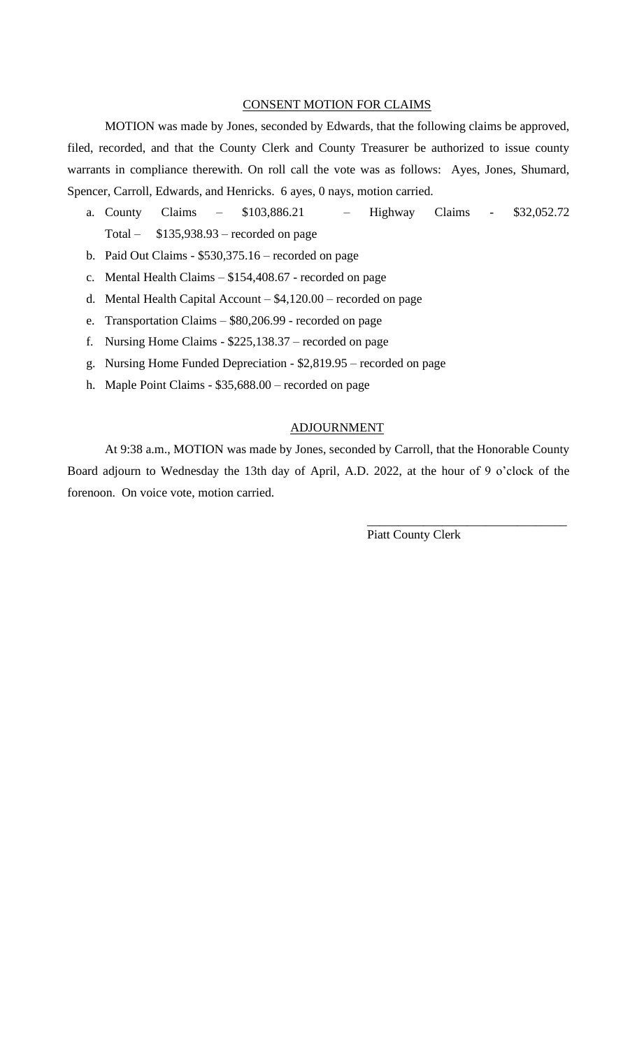## CONSENT MOTION FOR CLAIMS

MOTION was made by Jones, seconded by Edwards, that the following claims be approved, filed, recorded, and that the County Clerk and County Treasurer be authorized to issue county warrants in compliance therewith. On roll call the vote was as follows: Ayes, Jones, Shumard, Spencer, Carroll, Edwards, and Henricks. 6 ayes, 0 nays, motion carried.

a. County Claims – $103,886.21 – Highway Claims - $32,052.72 Total – $135,938.93 – recorded on page
b. Paid Out Claims - $530,375.16 – recorded on page
c. Mental Health Claims – $154,408.67 - recorded on page
d. Mental Health Capital Account – $4,120.00 – recorded on page
e. Transportation Claims – $80,206.99 - recorded on page
f. Nursing Home Claims - $225,138.37 – recorded on page
g. Nursing Home Funded Depreciation - $2,819.95 – recorded on page
h. Maple Point Claims - $35,688.00 – recorded on page

## ADJOURNMENT

At 9:38 a.m., MOTION was made by Jones, seconded by Carroll, that the Honorable County Board adjourn to Wednesday the 13th day of April, A.D. 2022, at the hour of 9 o'clock of the forenoon. On voice vote, motion carried.

\_\_\_\_\_\_\_\_\_\_\_\_\_\_\_\_\_\_\_\_\_\_\_\_\_\_\_\_\_\_\_\_

Piatt County Clerk